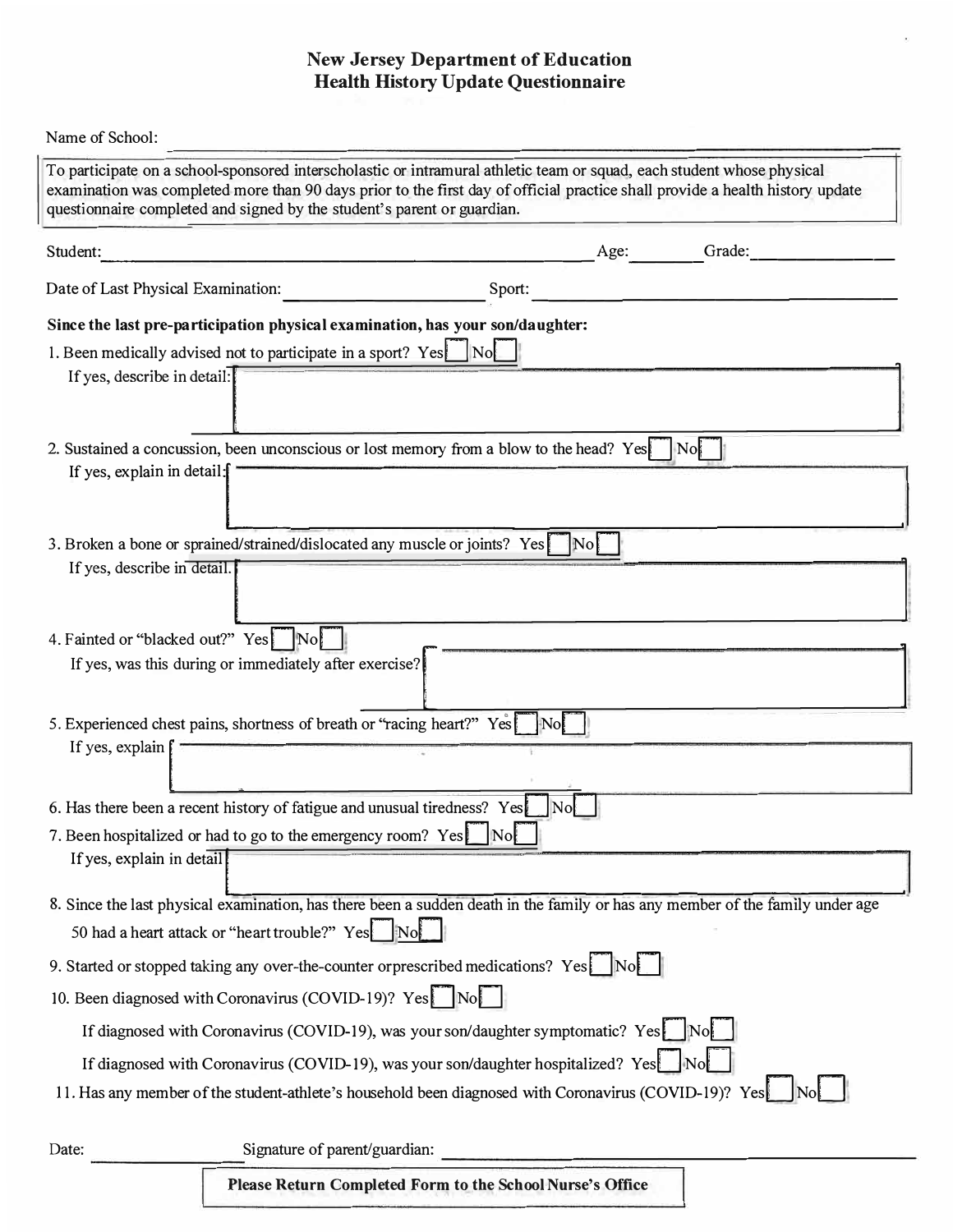# New Jersey Department of Education
## Health History Update Questionnaire

Name of School: \_\_\_\_\_\_\_\_\_\_\_\_\_\_\_\_\_\_\_\_\_\_\_\_\_\_\_\_\_\_\_\_\_\_\_\_\_\_\_\_

To participate on a school-sponsored interscholastic or intramural athletic team or squad, each student whose physical examination was completed more than 90 days prior to the first day of official practice shall provide a health history update questionnaire completed and signed by the student's parent or guardian.

Student: \_\_\_\_\_\_\_\_\_\_\_\_\_\_\_\_\_\_\_\_\_\_\_\_\_\_\_\_\_\_ Age: \_\_\_\_\_\_ Grade: \_\_\_\_\_\_\_\_\_\_

Date of Last Physical Examination: \_\_\_\_\_\_\_\_\_\_\_\_\_\_\_\_ Sport: \_\_\_\_\_\_\_\_\_\_\_\_\_\_\_\_\_\_\_\_

**Since the last pre-participation physical examination, has your son/daughter:**

1. Been medically advised not to participate in a sport? Yes ☐ No ☐
   If yes, describe in detail: \_\_\_\_\_\_\_\_\_\_\_\_\_\_\_\_\_\_\_\_\_\_\_\_\_\_\_\_\_\_

2. Sustained a concussion, been unconscious or lost memory from a blow to the head? Yes ☐ No ☐
   If yes, explain in detail: \_\_\_\_\_\_\_\_\_\_\_\_\_\_\_\_\_\_\_\_\_\_\_\_\_\_\_\_\_\_

3. Broken a bone or sprained/strained/dislocated any muscle or joints? Yes ☐ No ☐
   If yes, describe in detail. \_\_\_\_\_\_\_\_\_\_\_\_\_\_\_\_\_\_\_\_\_\_\_\_\_\_\_\_\_\_

4. Fainted or "blacked out?" Yes ☐ No ☐
   If yes, was this during or immediately after exercise? \_\_\_\_\_\_\_\_\_\_\_\_\_\_\_\_\_\_\_\_\_\_\_\_\_\_\_\_\_\_

5. Experienced chest pains, shortness of breath or "racing heart?" Yes ☐ No ☐
   If yes, explain \_\_\_\_\_\_\_\_\_\_\_\_\_\_\_\_\_\_\_\_\_\_\_\_\_\_\_\_\_\_

6. Has there been a recent history of fatigue and unusual tiredness? Yes ☐ No ☐

7. Been hospitalized or had to go to the emergency room? Yes ☐ No ☐
   If yes, explain in detail \_\_\_\_\_\_\_\_\_\_\_\_\_\_\_\_\_\_\_\_\_\_\_\_\_\_\_\_\_\_

8. Since the last physical examination, has there been a sudden death in the family or has any member of the family under age 50 had a heart attack or "heart trouble?" Yes ☐ No ☐

9. Started or stopped taking any over-the-counter orprescribed medications? Yes ☐ No ☐

10. Been diagnosed with Coronavirus (COVID-19)? Yes ☐ No ☐
    If diagnosed with Coronavirus (COVID-19), was your son/daughter symptomatic? Yes ☐ No ☐
    If diagnosed with Coronavirus (COVID-19), was your son/daughter hospitalized? Yes ☐ No ☐

11. Has any member of the student-athlete's household been diagnosed with Coronavirus (COVID-19)? Yes ☐ No ☐

Date: \_\_\_\_\_\_\_\_\_\_ Signature of parent/guardian: \_\_\_\_\_\_\_\_\_\_\_\_\_\_\_\_\_\_\_\_\_\_\_\_\_\_\_\_\_\_

**Please Return Completed Form to the School Nurse's Office**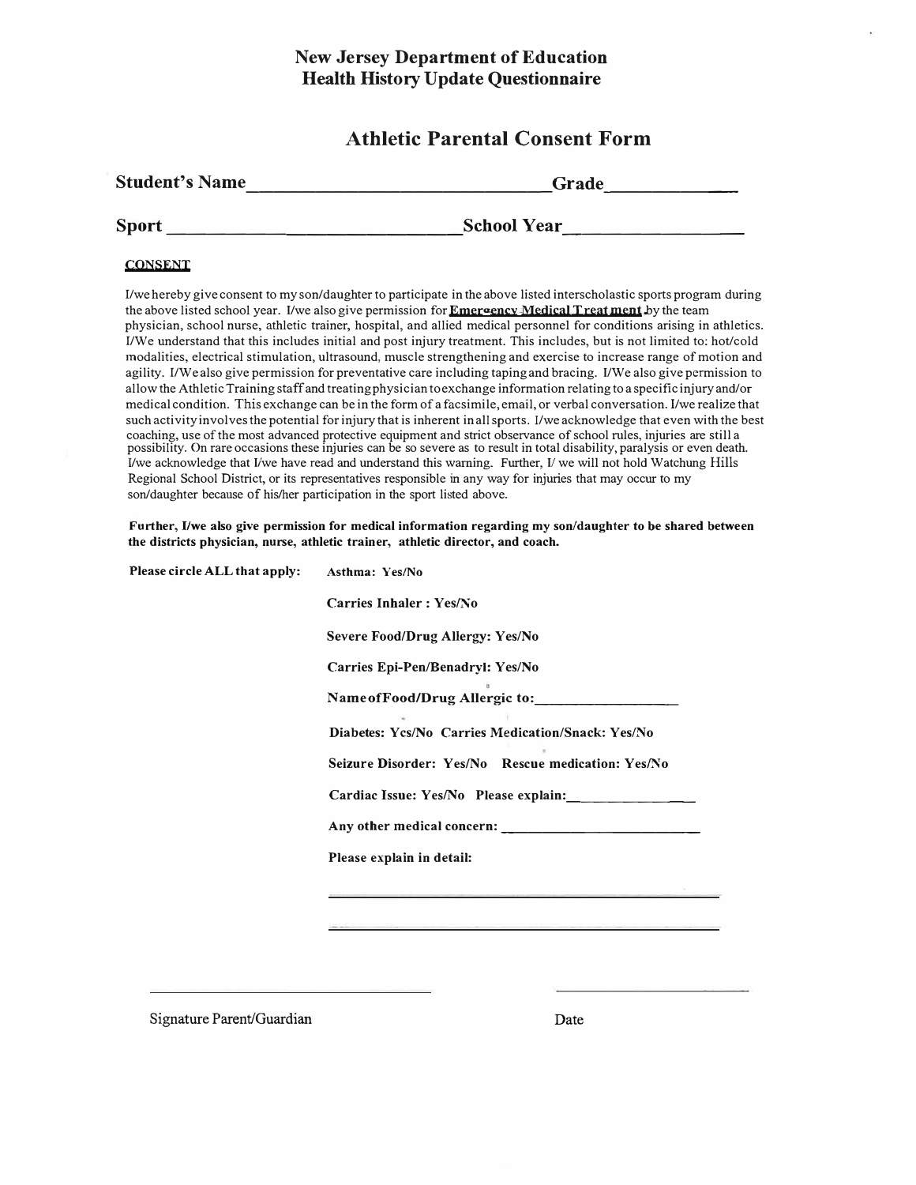# New Jersey Department of Education
# Health History Update Questionnaire

## Athletic Parental Consent Form

**Student's Name** ________________________________ **Grade** ______________

**Sport** ________________________________ **School Year** __________________

**CONSENT**

I/we hereby give consent to my son/daughter to participate in the above listed interscholastic sports program during the above listed school year. I/we also give permission for **Emergency Medical Treatment** by the team physician, school nurse, athletic trainer, hospital, and allied medical personnel for conditions arising in athletics. I/We understand that this includes initial and post injury treatment. This includes, but is not limited to: hot/cold modalities, electrical stimulation, ultrasound, muscle strengthening and exercise to increase range of motion and agility. I/We also give permission for preventative care including taping and bracing. I/We also give permission to allow the Athletic Training staff and treating physician to exchange information relating to a specific injury and/or medical condition. This exchange can be in the form of a facsimile, email, or verbal conversation. I/we realize that such activity involves the potential for injury that is inherent in all sports. I/we acknowledge that even with the best coaching, use of the most advanced protective equipment and strict observance of school rules, injuries are still a possibility. On rare occasions these injuries can be so severe as to result in total disability, paralysis or even death. I/we acknowledge that I/we have read and understand this warning. Further, I/ we will not hold Watchung Hills Regional School District, or its representatives responsible in any way for injuries that may occur to my son/daughter because of his/her participation in the sport listed above.

**Further, I/we also give permission for medical information regarding my son/daughter to be shared between the districts physician, nurse, athletic trainer, athletic director, and coach.**

**Please circle ALL that apply:**

**Asthma: Yes/No**

**Carries Inhaler : Yes/No**

**Severe Food/Drug Allergy: Yes/No**

**Carries Epi-Pen/Benadryl: Yes/No**

**Name of Food/Drug Allergic to:** __________________

**Diabetes: Yes/No Carries Medication/Snack: Yes/No**

**Seizure Disorder: Yes/No Rescue medication: Yes/No**

**Cardiac Issue: Yes/No Please explain:** ________________

**Any other medical concern:** ____________________________

**Please explain in detail:**

________________________________________________

________________________________________________

________________________________ ________________

Signature Parent/Guardian Date